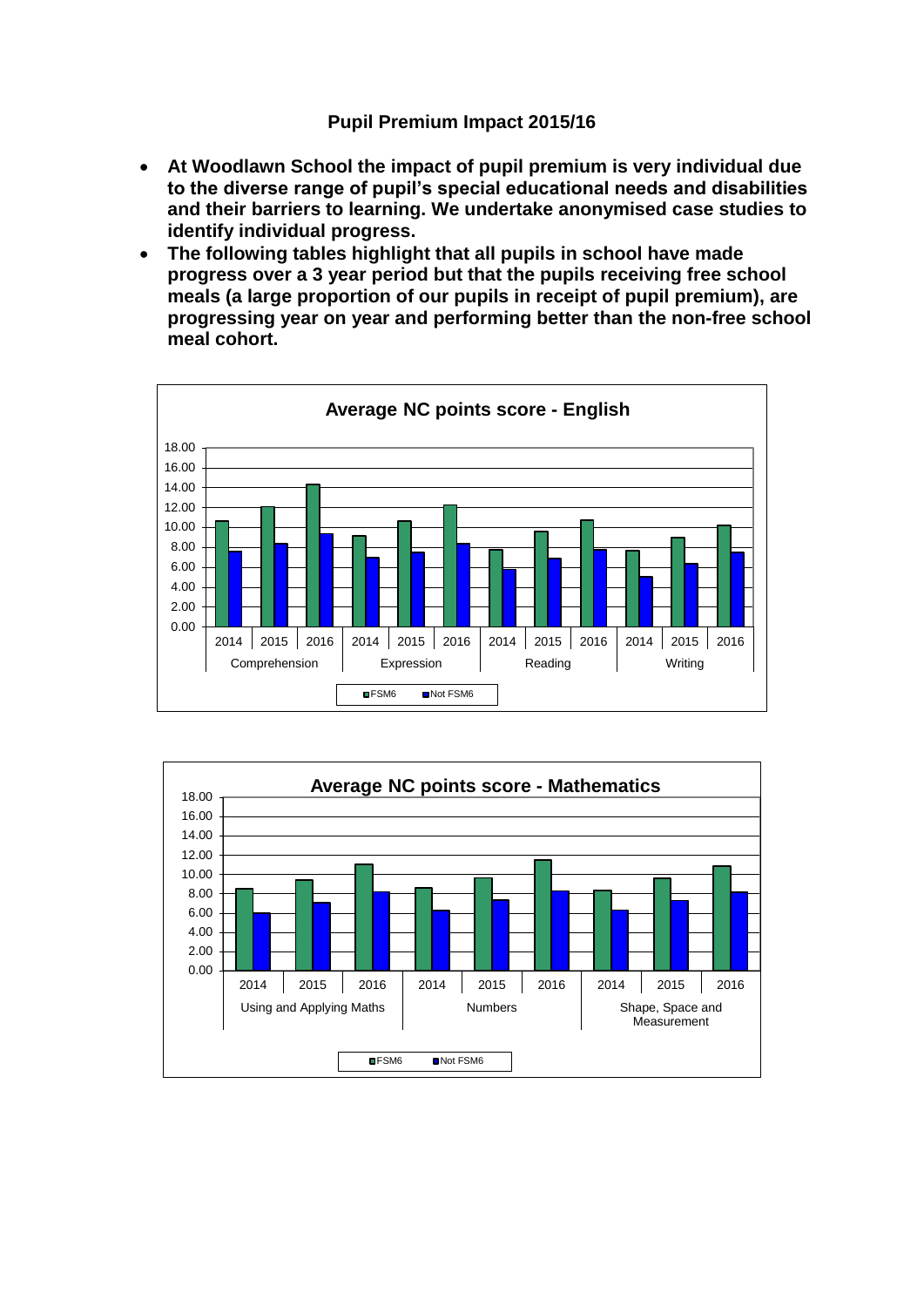## Pupil Premium Impact 2015/16

- **At Woodlawn School the impact of pupil premium is very individual due to the diverse range of pupil's special educational needs and disabilities and their barriers to learning. We undertake anonymised case studies to identify individual progress.**
- **The following tables highlight that all pupils in school have made progress over a 3 year period but that the pupils receiving free school meals (a large proportion of our pupils in receipt of pupil premium), are progressing year on year and performing better than the non-free school meal cohort.**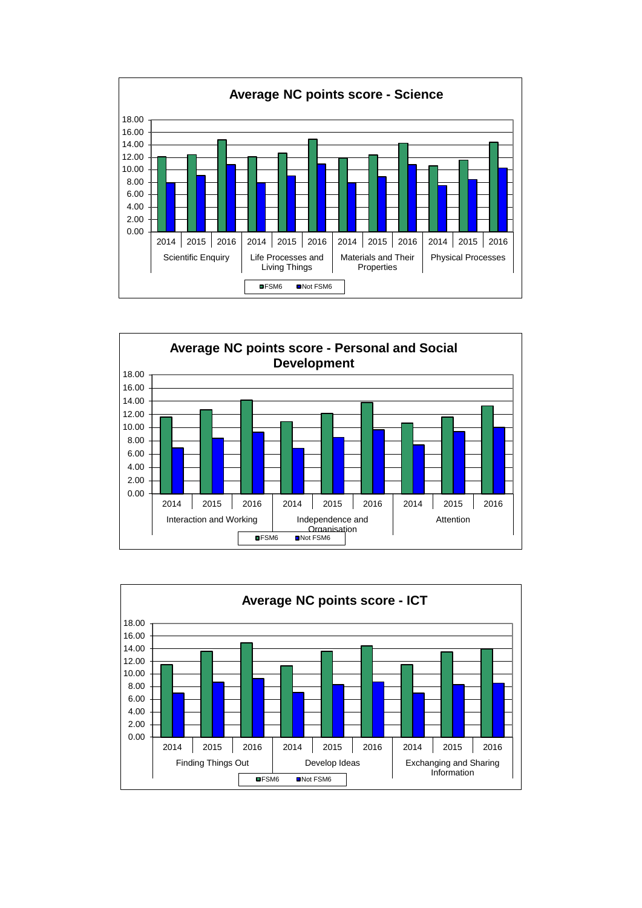**Average NC points score - Science**

18.00
16.00
14.00
12.00
10.00
8.00
6.00
4.00
2.00
0.00

2014 2015 2016 2014 2015 2016 2014 2015 2016 2014 2015 2016

Scientific Enquiry | Life Processes and Living Things | Materials and Their Properties | Physical Processes

FSM6 Not FSM6

**Average NC points score - Personal and Social Development**

18.00
16.00
14.00
12.00
10.00
8.00
6.00
4.00
2.00
0.00

2014 2015 2016 2014 2015 2016 2014 2015 2016

Interaction and Working | Independence and Organisation | Attention

FSM6 Not FSM6

**Average NC points score - ICT**

18.00
16.00
14.00
12.00
10.00
8.00
6.00
4.00
2.00
0.00

2014 2015 2016 2014 2015 2016 2014 2015 2016

Finding Things Out | Develop Ideas | Exchanging and Sharing Information

FSM6 Not FSM6